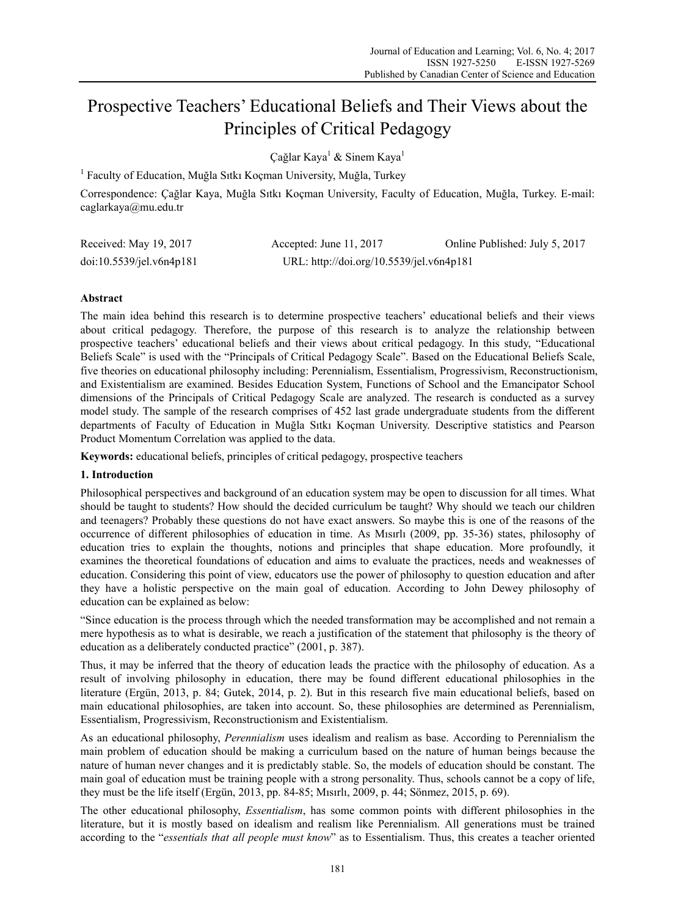# Prospective Teachers' Educational Beliefs and Their Views about the Principles of Critical Pedagogy

Çağlar Kaya[1] & Sinem Kaya[1]

[1] Faculty of Education, Muğla Sıtkı Koçman University, Muğla, Turkey

Correspondence: Çağlar Kaya, Muğla Sıtkı Koçman University, Faculty of Education, Muğla, Turkey. E-mail: caglarkaya@mu.edu.tr

Received: May 19, 2017 Accepted: June 11, 2017 Online Published: July 5, 2017

doi:10.5539/jel.v6n4p181 URL: http://doi.org/10.5539/jel.v6n4p181

## Abstract

The main idea behind this research is to determine prospective teachers' educational beliefs and their views about critical pedagogy. Therefore, the purpose of this research is to analyze the relationship between prospective teachers' educational beliefs and their views about critical pedagogy. In this study, "Educational Beliefs Scale" is used with the "Principals of Critical Pedagogy Scale". Based on the Educational Beliefs Scale, five theories on educational philosophy including: Perennialism, Essentialism, Progressivism, Reconstructionism, and Existentialism are examined. Besides Education System, Functions of School and the Emancipator School dimensions of the Principals of Critical Pedagogy Scale are analyzed. The research is conducted as a survey model study. The sample of the research comprises of 452 last grade undergraduate students from the different departments of Faculty of Education in Muğla Sıtkı Koçman University. Descriptive statistics and Pearson Product Momentum Correlation was applied to the data.

**Keywords:** educational beliefs, principles of critical pedagogy, prospective teachers

## 1. Introduction

Philosophical perspectives and background of an education system may be open to discussion for all times. What should be taught to students? How should the decided curriculum be taught? Why should we teach our children and teenagers? Probably these questions do not have exact answers. So maybe this is one of the reasons of the occurrence of different philosophies of education in time. As Mısırlı (2009, pp. 35-36) states, philosophy of education tries to explain the thoughts, notions and principles that shape education. More profoundly, it examines the theoretical foundations of education and aims to evaluate the practices, needs and weaknesses of education. Considering this point of view, educators use the power of philosophy to question education and after they have a holistic perspective on the main goal of education. According to John Dewey philosophy of education can be explained as below:

"Since education is the process through which the needed transformation may be accomplished and not remain a mere hypothesis as to what is desirable, we reach a justification of the statement that philosophy is the theory of education as a deliberately conducted practice" (2001, p. 387).

Thus, it may be inferred that the theory of education leads the practice with the philosophy of education. As a result of involving philosophy in education, there may be found different educational philosophies in the literature (Ergün, 2013, p. 84; Gutek, 2014, p. 2). But in this research five main educational beliefs, based on main educational philosophies, are taken into account. So, these philosophies are determined as Perennialism, Essentialism, Progressivism, Reconstructionism and Existentialism.

As an educational philosophy, *Perennialism* uses idealism and realism as base. According to Perennialism the main problem of education should be making a curriculum based on the nature of human beings because the nature of human never changes and it is predictably stable. So, the models of education should be constant. The main goal of education must be training people with a strong personality. Thus, schools cannot be a copy of life, they must be the life itself (Ergün, 2013, pp. 84-85; Mısırlı, 2009, p. 44; Sönmez, 2015, p. 69).

The other educational philosophy, *Essentialism*, has some common points with different philosophies in the literature, but it is mostly based on idealism and realism like Perennialism. All generations must be trained according to the "*essentials that all people must know*" as to Essentialism. Thus, this creates a teacher oriented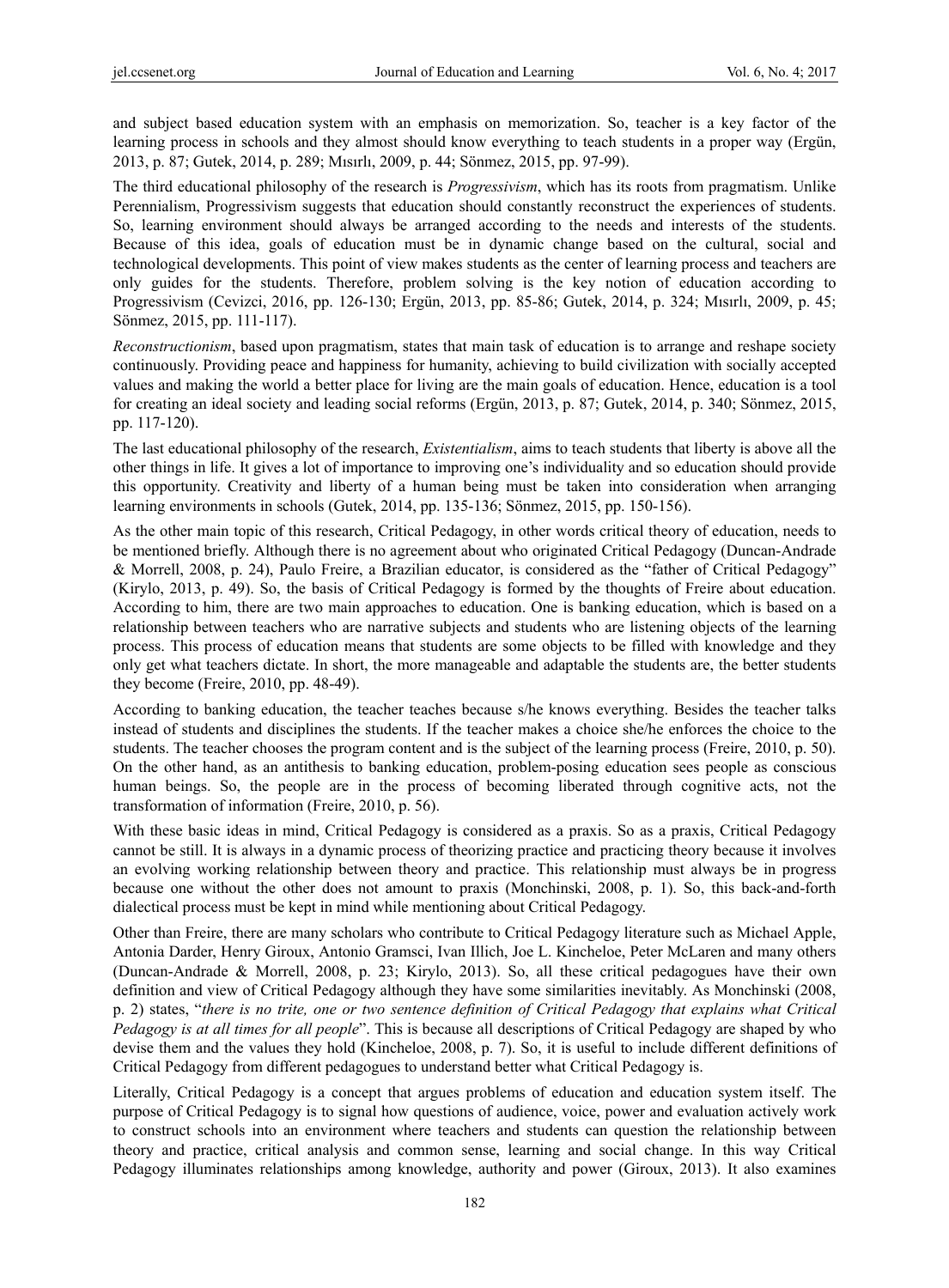and subject based education system with an emphasis on memorization. So, teacher is a key factor of the learning process in schools and they almost should know everything to teach students in a proper way (Ergün, 2013, p. 87; Gutek, 2014, p. 289; Mısırlı, 2009, p. 44; Sönmez, 2015, pp. 97-99).

The third educational philosophy of the research is *Progressivism*, which has its roots from pragmatism. Unlike Perennialism, Progressivism suggests that education should constantly reconstruct the experiences of students. So, learning environment should always be arranged according to the needs and interests of the students. Because of this idea, goals of education must be in dynamic change based on the cultural, social and technological developments. This point of view makes students as the center of learning process and teachers are only guides for the students. Therefore, problem solving is the key notion of education according to Progressivism (Cevizci, 2016, pp. 126-130; Ergün, 2013, pp. 85-86; Gutek, 2014, p. 324; Mısırlı, 2009, p. 45; Sönmez, 2015, pp. 111-117).

*Reconstructionism*, based upon pragmatism, states that main task of education is to arrange and reshape society continuously. Providing peace and happiness for humanity, achieving to build civilization with socially accepted values and making the world a better place for living are the main goals of education. Hence, education is a tool for creating an ideal society and leading social reforms (Ergün, 2013, p. 87; Gutek, 2014, p. 340; Sönmez, 2015, pp. 117-120).

The last educational philosophy of the research, *Existentialism*, aims to teach students that liberty is above all the other things in life. It gives a lot of importance to improving one's individuality and so education should provide this opportunity. Creativity and liberty of a human being must be taken into consideration when arranging learning environments in schools (Gutek, 2014, pp. 135-136; Sönmez, 2015, pp. 150-156).

As the other main topic of this research, Critical Pedagogy, in other words critical theory of education, needs to be mentioned briefly. Although there is no agreement about who originated Critical Pedagogy (Duncan-Andrade & Morrell, 2008, p. 24), Paulo Freire, a Brazilian educator, is considered as the "father of Critical Pedagogy" (Kirylo, 2013, p. 49). So, the basis of Critical Pedagogy is formed by the thoughts of Freire about education. According to him, there are two main approaches to education. One is banking education, which is based on a relationship between teachers who are narrative subjects and students who are listening objects of the learning process. This process of education means that students are some objects to be filled with knowledge and they only get what teachers dictate. In short, the more manageable and adaptable the students are, the better students they become (Freire, 2010, pp. 48-49).

According to banking education, the teacher teaches because s/he knows everything. Besides the teacher talks instead of students and disciplines the students. If the teacher makes a choice she/he enforces the choice to the students. The teacher chooses the program content and is the subject of the learning process (Freire, 2010, p. 50). On the other hand, as an antithesis to banking education, problem-posing education sees people as conscious human beings. So, the people are in the process of becoming liberated through cognitive acts, not the transformation of information (Freire, 2010, p. 56).

With these basic ideas in mind, Critical Pedagogy is considered as a praxis. So as a praxis, Critical Pedagogy cannot be still. It is always in a dynamic process of theorizing practice and practicing theory because it involves an evolving working relationship between theory and practice. This relationship must always be in progress because one without the other does not amount to praxis (Monchinski, 2008, p. 1). So, this back-and-forth dialectical process must be kept in mind while mentioning about Critical Pedagogy.

Other than Freire, there are many scholars who contribute to Critical Pedagogy literature such as Michael Apple, Antonia Darder, Henry Giroux, Antonio Gramsci, Ivan Illich, Joe L. Kincheloe, Peter McLaren and many others (Duncan-Andrade & Morrell, 2008, p. 23; Kirylo, 2013). So, all these critical pedagogues have their own definition and view of Critical Pedagogy although they have some similarities inevitably. As Monchinski (2008, p. 2) states, "*there is no trite, one or two sentence definition of Critical Pedagogy that explains what Critical Pedagogy is at all times for all people*". This is because all descriptions of Critical Pedagogy are shaped by who devise them and the values they hold (Kincheloe, 2008, p. 7). So, it is useful to include different definitions of Critical Pedagogy from different pedagogues to understand better what Critical Pedagogy is.

Literally, Critical Pedagogy is a concept that argues problems of education and education system itself. The purpose of Critical Pedagogy is to signal how questions of audience, voice, power and evaluation actively work to construct schools into an environment where teachers and students can question the relationship between theory and practice, critical analysis and common sense, learning and social change. In this way Critical Pedagogy illuminates relationships among knowledge, authority and power (Giroux, 2013). It also examines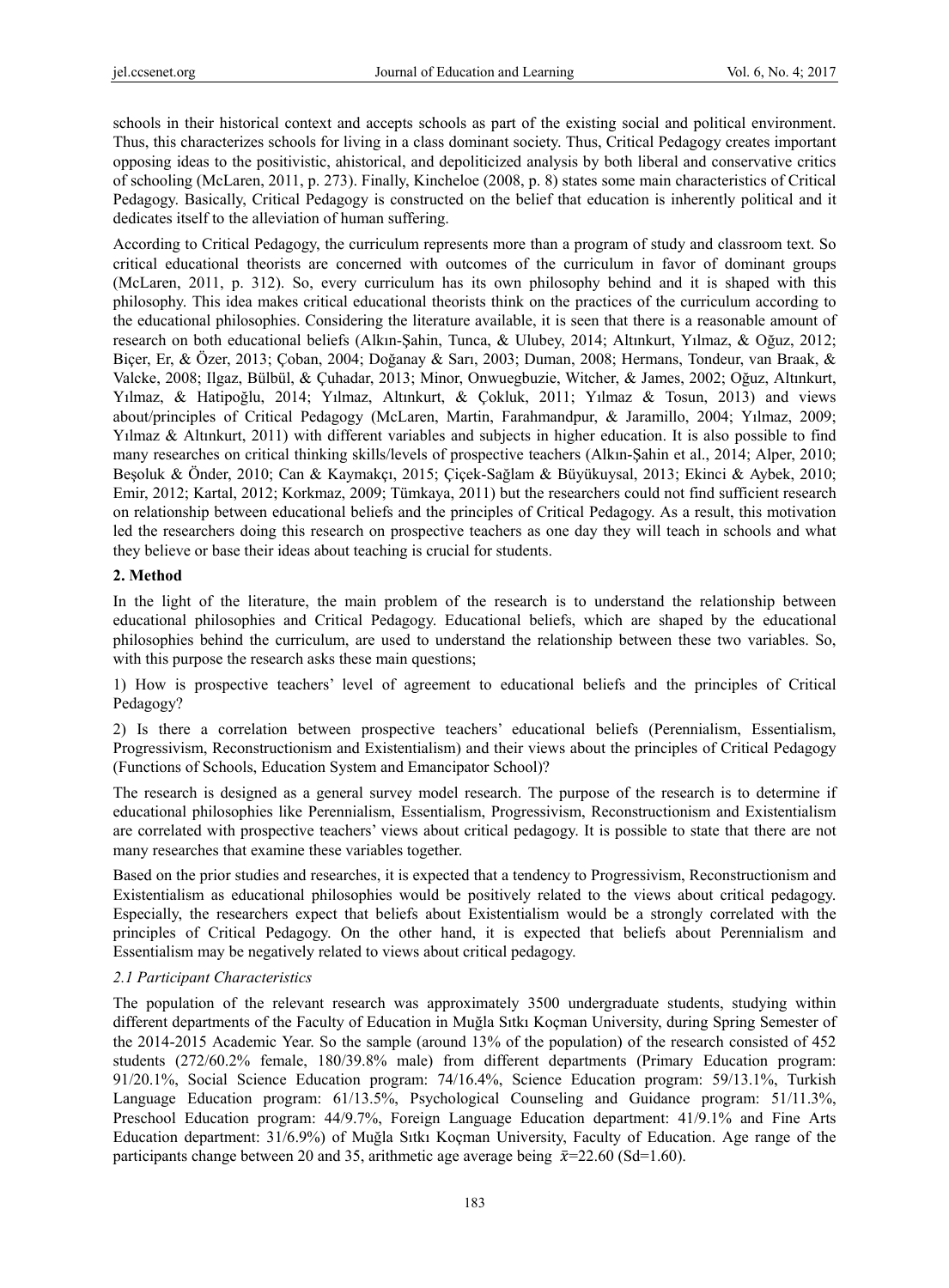schools in their historical context and accepts schools as part of the existing social and political environment. Thus, this characterizes schools for living in a class dominant society. Thus, Critical Pedagogy creates important opposing ideas to the positivistic, ahistorical, and depoliticized analysis by both liberal and conservative critics of schooling (McLaren, 2011, p. 273). Finally, Kincheloe (2008, p. 8) states some main characteristics of Critical Pedagogy. Basically, Critical Pedagogy is constructed on the belief that education is inherently political and it dedicates itself to the alleviation of human suffering.

According to Critical Pedagogy, the curriculum represents more than a program of study and classroom text. So critical educational theorists are concerned with outcomes of the curriculum in favor of dominant groups (McLaren, 2011, p. 312). So, every curriculum has its own philosophy behind and it is shaped with this philosophy. This idea makes critical educational theorists think on the practices of the curriculum according to the educational philosophies. Considering the literature available, it is seen that there is a reasonable amount of research on both educational beliefs (Alkın-Şahin, Tunca, & Ulubey, 2014; Altınkurt, Yılmaz, & Oğuz, 2012; Biçer, Er, & Özer, 2013; Çoban, 2004; Doğanay & Sarı, 2003; Duman, 2008; Hermans, Tondeur, van Braak, & Valcke, 2008; Ilgaz, Bülbül, & Çuhadar, 2013; Minor, Onwuegbuzie, Witcher, & James, 2002; Oğuz, Altınkurt, Yılmaz, & Hatipoğlu, 2014; Yılmaz, Altınkurt, & Çokluk, 2011; Yılmaz & Tosun, 2013) and views about/principles of Critical Pedagogy (McLaren, Martin, Farahmandpur, & Jaramillo, 2004; Yılmaz, 2009; Yılmaz & Altınkurt, 2011) with different variables and subjects in higher education. It is also possible to find many researches on critical thinking skills/levels of prospective teachers (Alkın-Şahin et al., 2014; Alper, 2010; Beşoluk & Önder, 2010; Can & Kaymakçı, 2015; Çiçek-Sağlam & Büyükuysal, 2013; Ekinci & Aybek, 2010; Emir, 2012; Kartal, 2012; Korkmaz, 2009; Tümkaya, 2011) but the researchers could not find sufficient research on relationship between educational beliefs and the principles of Critical Pedagogy. As a result, this motivation led the researchers doing this research on prospective teachers as one day they will teach in schools and what they believe or base their ideas about teaching is crucial for students.

## 2. Method

In the light of the literature, the main problem of the research is to understand the relationship between educational philosophies and Critical Pedagogy. Educational beliefs, which are shaped by the educational philosophies behind the curriculum, are used to understand the relationship between these two variables. So, with this purpose the research asks these main questions;

1) How is prospective teachers' level of agreement to educational beliefs and the principles of Critical Pedagogy?

2) Is there a correlation between prospective teachers' educational beliefs (Perennialism, Essentialism, Progressivism, Reconstructionism and Existentialism) and their views about the principles of Critical Pedagogy (Functions of Schools, Education System and Emancipator School)?

The research is designed as a general survey model research. The purpose of the research is to determine if educational philosophies like Perennialism, Essentialism, Progressivism, Reconstructionism and Existentialism are correlated with prospective teachers' views about critical pedagogy. It is possible to state that there are not many researches that examine these variables together.

Based on the prior studies and researches, it is expected that a tendency to Progressivism, Reconstructionism and Existentialism as educational philosophies would be positively related to the views about critical pedagogy. Especially, the researchers expect that beliefs about Existentialism would be a strongly correlated with the principles of Critical Pedagogy. On the other hand, it is expected that beliefs about Perennialism and Essentialism may be negatively related to views about critical pedagogy.

### *2.1 Participant Characteristics*

The population of the relevant research was approximately 3500 undergraduate students, studying within different departments of the Faculty of Education in Muğla Sıtkı Koçman University, during Spring Semester of the 2014-2015 Academic Year. So the sample (around 13% of the population) of the research consisted of 452 students (272/60.2% female, 180/39.8% male) from different departments (Primary Education program: 91/20.1%, Social Science Education program: 74/16.4%, Science Education program: 59/13.1%, Turkish Language Education program: 61/13.5%, Psychological Counseling and Guidance program: 51/11.3%, Preschool Education program: 44/9.7%, Foreign Language Education department: 41/9.1% and Fine Arts Education department: 31/6.9%) of Muğla Sıtkı Koçman University, Faculty of Education. Age range of the participants change between 20 and 35, arithmetic age average being $\bar{x}$=22.60 (Sd=1.60).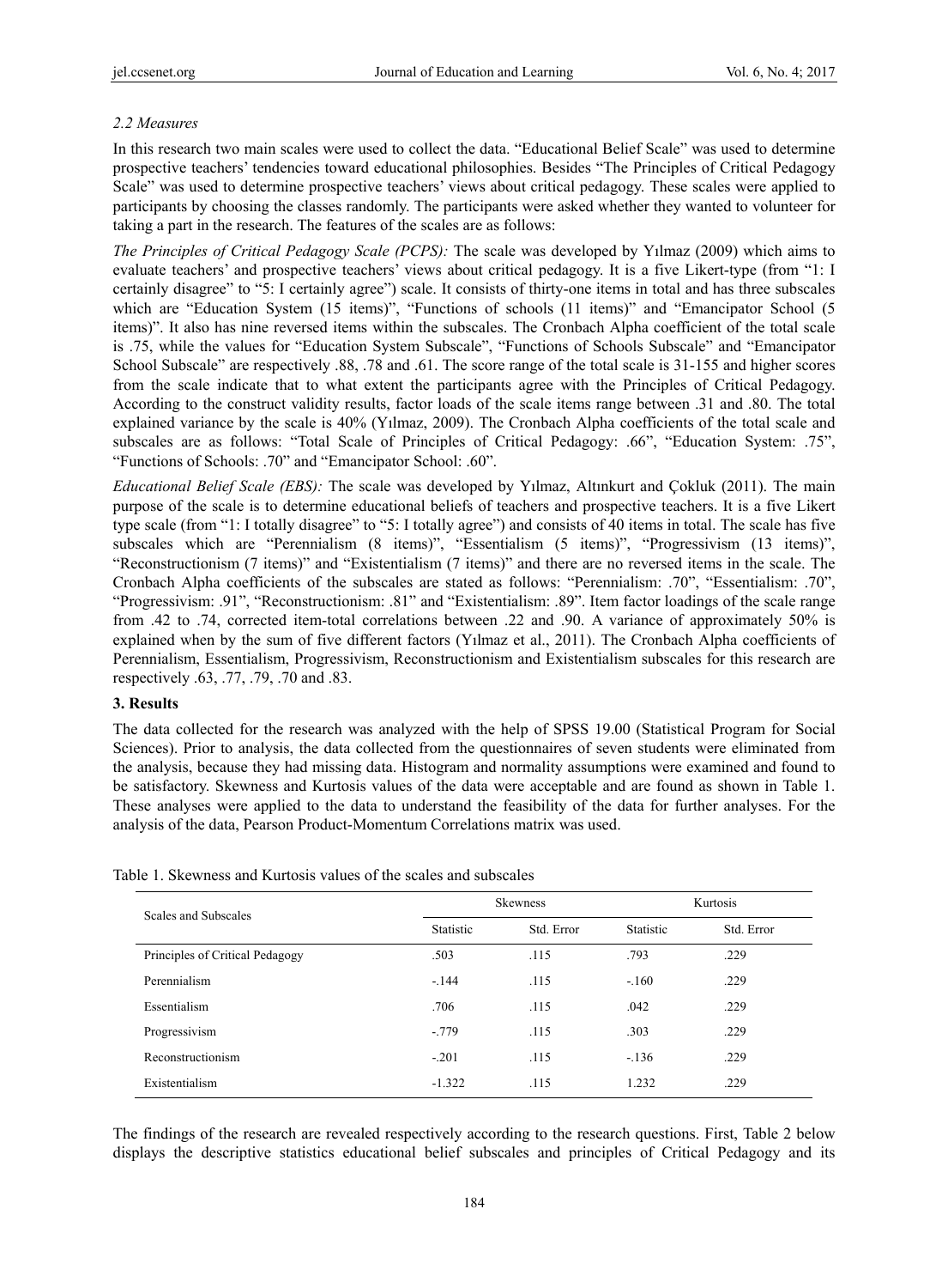*2.2 Measures*

In this research two main scales were used to collect the data. "Educational Belief Scale" was used to determine prospective teachers' tendencies toward educational philosophies. Besides "The Principles of Critical Pedagogy Scale" was used to determine prospective teachers' views about critical pedagogy. These scales were applied to participants by choosing the classes randomly. The participants were asked whether they wanted to volunteer for taking a part in the research. The features of the scales are as follows:

*The Principles of Critical Pedagogy Scale (PCPS):* The scale was developed by Yılmaz (2009) which aims to evaluate teachers' and prospective teachers' views about critical pedagogy. It is a five Likert-type (from "1: I certainly disagree" to "5: I certainly agree") scale. It consists of thirty-one items in total and has three subscales which are "Education System (15 items)", "Functions of schools (11 items)" and "Emancipator School (5 items)". It also has nine reversed items within the subscales. The Cronbach Alpha coefficient of the total scale is .75, while the values for "Education System Subscale", "Functions of Schools Subscale" and "Emancipator School Subscale" are respectively .88, .78 and .61. The score range of the total scale is 31-155 and higher scores from the scale indicate that to what extent the participants agree with the Principles of Critical Pedagogy. According to the construct validity results, factor loads of the scale items range between .31 and .80. The total explained variance by the scale is 40% (Yılmaz, 2009). The Cronbach Alpha coefficients of the total scale and subscales are as follows: "Total Scale of Principles of Critical Pedagogy: .66", "Education System: .75", "Functions of Schools: .70" and "Emancipator School: .60".

*Educational Belief Scale (EBS):* The scale was developed by Yılmaz, Altınkurt and Çokluk (2011). The main purpose of the scale is to determine educational beliefs of teachers and prospective teachers. It is a five Likert type scale (from "1: I totally disagree" to "5: I totally agree") and consists of 40 items in total. The scale has five subscales which are "Perennialism (8 items)", "Essentialism (5 items)", "Progressivism (13 items)", "Reconstructionism (7 items)" and "Existentialism (7 items)" and there are no reversed items in the scale. The Cronbach Alpha coefficients of the subscales are stated as follows: "Perennialism: .70", "Essentialism: .70", "Progressivism: .91", "Reconstructionism: .81" and "Existentialism: .89". Item factor loadings of the scale range from .42 to .74, corrected item-total correlations between .22 and .90. A variance of approximately 50% is explained when by the sum of five different factors (Yılmaz et al., 2011). The Cronbach Alpha coefficients of Perennialism, Essentialism, Progressivism, Reconstructionism and Existentialism subscales for this research are respectively .63, .77, .79, .70 and .83.

## 3. Results

The data collected for the research was analyzed with the help of SPSS 19.00 (Statistical Program for Social Sciences). Prior to analysis, the data collected from the questionnaires of seven students were eliminated from the analysis, because they had missing data. Histogram and normality assumptions were examined and found to be satisfactory. Skewness and Kurtosis values of the data were acceptable and are found as shown in Table 1. These analyses were applied to the data to understand the feasibility of the data for further analyses. For the analysis of the data, Pearson Product-Momentum Correlations matrix was used.

Table 1. Skewness and Kurtosis values of the scales and subscales

| Scales and Subscales | Skewness | | Kurtosis | |
|---|---|---|---|---|
| | Statistic | Std. Error | Statistic | Std. Error |
| Principles of Critical Pedagogy | .503 | .115 | .793 | .229 |
| Perennialism | -.144 | .115 | -.160 | .229 |
| Essentialism | .706 | .115 | .042 | .229 |
| Progressivism | -.779 | .115 | .303 | .229 |
| Reconstructionism | -.201 | .115 | -.136 | .229 |
| Existentialism | -1.322 | .115 | 1.232 | .229 |

The findings of the research are revealed respectively according to the research questions. First, Table 2 below displays the descriptive statistics educational belief subscales and principles of Critical Pedagogy and its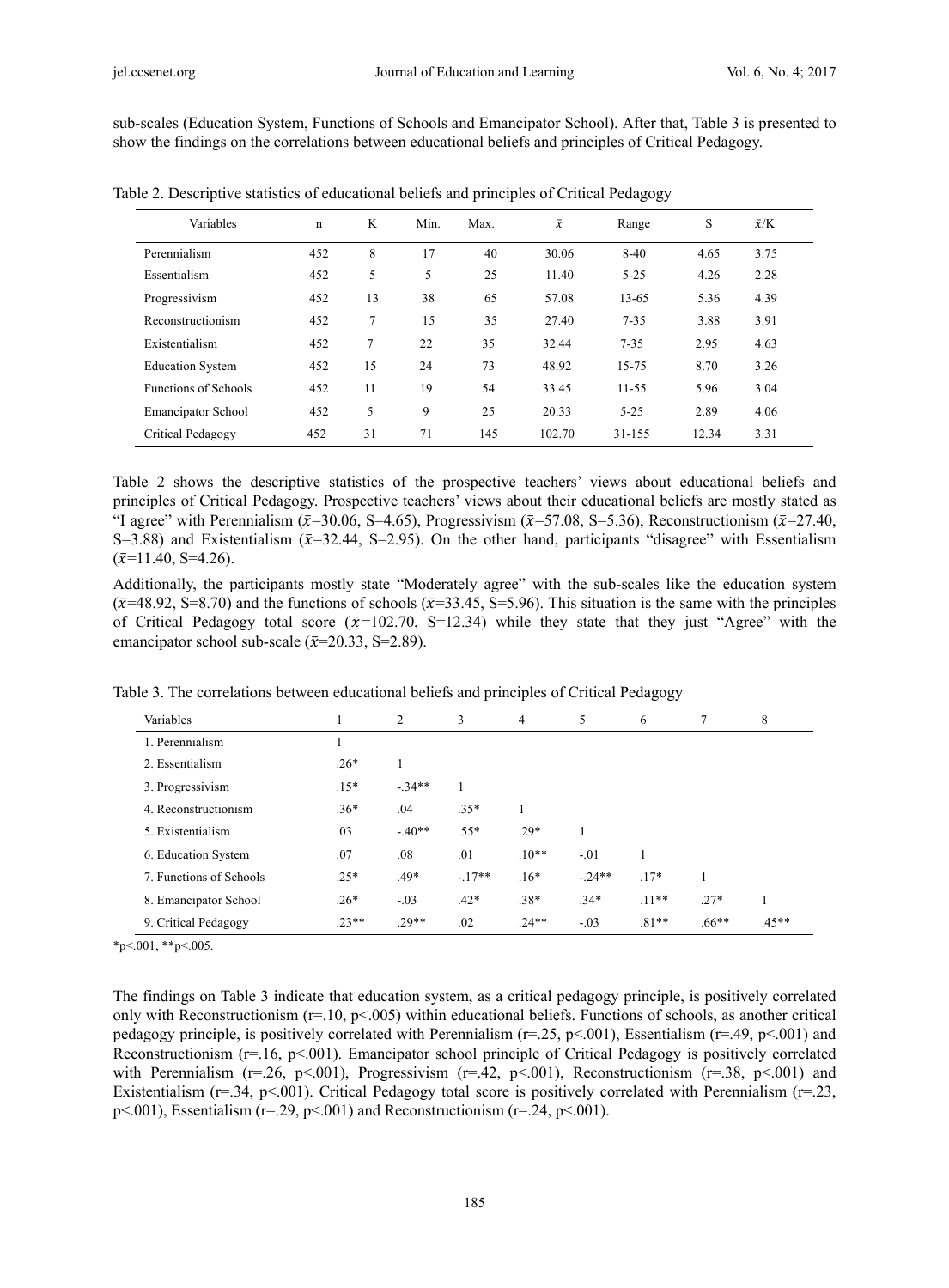sub-scales (Education System, Functions of Schools and Emancipator School). After that, Table 3 is presented to show the findings on the correlations between educational beliefs and principles of Critical Pedagogy.

Table 2. Descriptive statistics of educational beliefs and principles of Critical Pedagogy

| Variables | n | K | Min. | Max. | $\bar{x}$ | Range | S | $\bar{x}$/K |
|---|---|---|---|---|---|---|---|---|
| Perennialism | 452 | 8 | 17 | 40 | 30.06 | 8-40 | 4.65 | 3.75 |
| Essentialism | 452 | 5 | 5 | 25 | 11.40 | 5-25 | 4.26 | 2.28 |
| Progressivism | 452 | 13 | 38 | 65 | 57.08 | 13-65 | 5.36 | 4.39 |
| Reconstructionism | 452 | 7 | 15 | 35 | 27.40 | 7-35 | 3.88 | 3.91 |
| Existentialism | 452 | 7 | 22 | 35 | 32.44 | 7-35 | 2.95 | 4.63 |
| Education System | 452 | 15 | 24 | 73 | 48.92 | 15-75 | 8.70 | 3.26 |
| Functions of Schools | 452 | 11 | 19 | 54 | 33.45 | 11-55 | 5.96 | 3.04 |
| Emancipator School | 452 | 5 | 9 | 25 | 20.33 | 5-25 | 2.89 | 4.06 |
| Critical Pedagogy | 452 | 31 | 71 | 145 | 102.70 | 31-155 | 12.34 | 3.31 |

Table 2 shows the descriptive statistics of the prospective teachers' views about educational beliefs and principles of Critical Pedagogy. Prospective teachers' views about their educational beliefs are mostly stated as "I agree" with Perennialism ($\bar{x}$=30.06, S=4.65), Progressivism ($\bar{x}$=57.08, S=5.36), Reconstructionism ($\bar{x}$=27.40, S=3.88) and Existentialism ($\bar{x}$=32.44, S=2.95). On the other hand, participants "disagree" with Essentialism ($\bar{x}$=11.40, S=4.26).

Additionally, the participants mostly state "Moderately agree" with the sub-scales like the education system ($\bar{x}$=48.92, S=8.70) and the functions of schools ($\bar{x}$=33.45, S=5.96). This situation is the same with the principles of Critical Pedagogy total score ($\bar{x}$=102.70, S=12.34) while they state that they just "Agree" with the emancipator school sub-scale ($\bar{x}$=20.33, S=2.89).

Table 3. The correlations between educational beliefs and principles of Critical Pedagogy

| Variables | 1 | 2 | 3 | 4 | 5 | 6 | 7 | 8 |
|---|---|---|---|---|---|---|---|---|
| 1. Perennialism | 1 | | | | | | | |
| 2. Essentialism | .26* | 1 | | | | | | |
| 3. Progressivism | .15* | -.34** | 1 | | | | | |
| 4. Reconstructionism | .36* | .04 | .35* | 1 | | | | |
| 5. Existentialism | .03 | -.40** | .55* | .29* | 1 | | | |
| 6. Education System | .07 | .08 | .01 | .10** | -.01 | 1 | | |
| 7. Functions of Schools | .25* | .49* | -.17** | .16* | -.24** | .17* | 1 | |
| 8. Emancipator School | .26* | -.03 | .42* | .38* | .34* | .11** | .27* | 1 |
| 9. Critical Pedagogy | .23** | .29** | .02 | .24** | -.03 | .81** | .66** | .45** |

*p<.001, **p<.005.

The findings on Table 3 indicate that education system, as a critical pedagogy principle, is positively correlated only with Reconstructionism (r=.10, p<.005) within educational beliefs. Functions of schools, as another critical pedagogy principle, is positively correlated with Perennialism (r=.25, p<.001), Essentialism (r=.49, p<.001) and Reconstructionism (r=.16, p<.001). Emancipator school principle of Critical Pedagogy is positively correlated with Perennialism (r=.26, p<.001), Progressivism (r=.42, p<.001), Reconstructionism (r=.38, p<.001) and Existentialism (r=.34, p<.001). Critical Pedagogy total score is positively correlated with Perennialism (r=.23, p<.001), Essentialism (r=.29, p<.001) and Reconstructionism (r=.24, p<.001).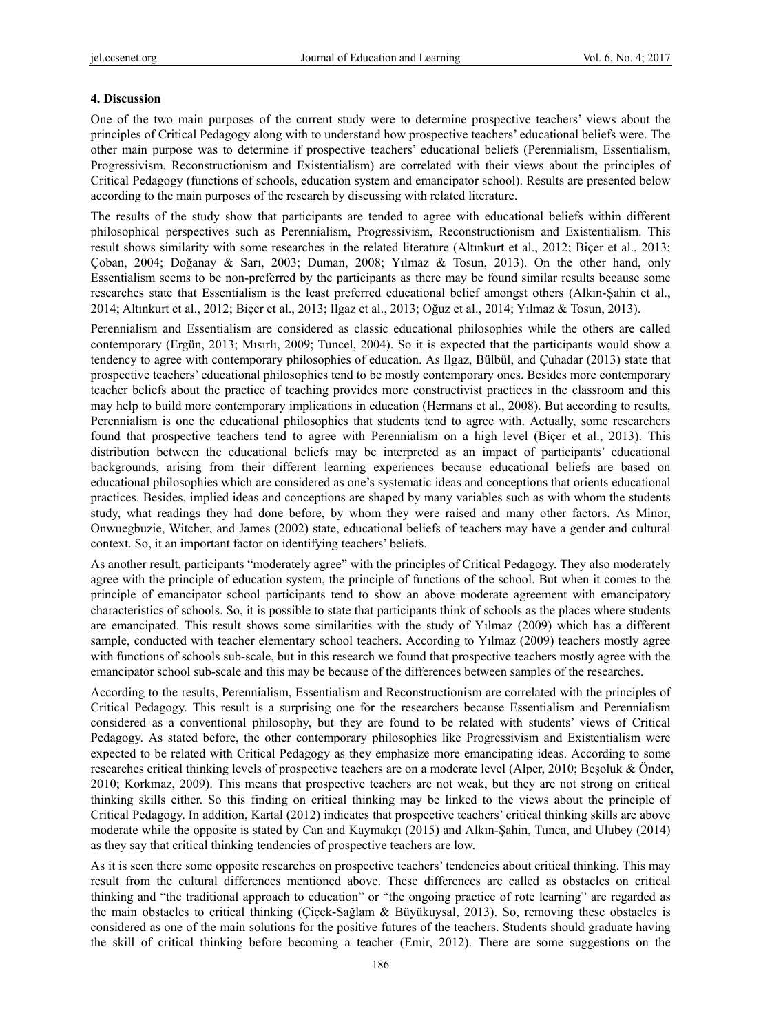## 4. Discussion

One of the two main purposes of the current study were to determine prospective teachers' views about the principles of Critical Pedagogy along with to understand how prospective teachers' educational beliefs were. The other main purpose was to determine if prospective teachers' educational beliefs (Perennialism, Essentialism, Progressivism, Reconstructionism and Existentialism) are correlated with their views about the principles of Critical Pedagogy (functions of schools, education system and emancipator school). Results are presented below according to the main purposes of the research by discussing with related literature.

The results of the study show that participants are tended to agree with educational beliefs within different philosophical perspectives such as Perennialism, Progressivism, Reconstructionism and Existentialism. This result shows similarity with some researches in the related literature (Altınkurt et al., 2012; Biçer et al., 2013; Çoban, 2004; Doğanay & Sarı, 2003; Duman, 2008; Yılmaz & Tosun, 2013). On the other hand, only Essentialism seems to be non-preferred by the participants as there may be found similar results because some researches state that Essentialism is the least preferred educational belief amongst others (Alkın-Şahin et al., 2014; Altınkurt et al., 2012; Biçer et al., 2013; Ilgaz et al., 2013; Oğuz et al., 2014; Yılmaz & Tosun, 2013).

Perennialism and Essentialism are considered as classic educational philosophies while the others are called contemporary (Ergün, 2013; Mısırlı, 2009; Tuncel, 2004). So it is expected that the participants would show a tendency to agree with contemporary philosophies of education. As Ilgaz, Bülbül, and Çuhadar (2013) state that prospective teachers' educational philosophies tend to be mostly contemporary ones. Besides more contemporary teacher beliefs about the practice of teaching provides more constructivist practices in the classroom and this may help to build more contemporary implications in education (Hermans et al., 2008). But according to results, Perennialism is one the educational philosophies that students tend to agree with. Actually, some researchers found that prospective teachers tend to agree with Perennialism on a high level (Biçer et al., 2013). This distribution between the educational beliefs may be interpreted as an impact of participants' educational backgrounds, arising from their different learning experiences because educational beliefs are based on educational philosophies which are considered as one's systematic ideas and conceptions that orients educational practices. Besides, implied ideas and conceptions are shaped by many variables such as with whom the students study, what readings they had done before, by whom they were raised and many other factors. As Minor, Onwuegbuzie, Witcher, and James (2002) state, educational beliefs of teachers may have a gender and cultural context. So, it an important factor on identifying teachers' beliefs.

As another result, participants "moderately agree" with the principles of Critical Pedagogy. They also moderately agree with the principle of education system, the principle of functions of the school. But when it comes to the principle of emancipator school participants tend to show an above moderate agreement with emancipatory characteristics of schools. So, it is possible to state that participants think of schools as the places where students are emancipated. This result shows some similarities with the study of Yılmaz (2009) which has a different sample, conducted with teacher elementary school teachers. According to Yılmaz (2009) teachers mostly agree with functions of schools sub-scale, but in this research we found that prospective teachers mostly agree with the emancipator school sub-scale and this may be because of the differences between samples of the researches.

According to the results, Perennialism, Essentialism and Reconstructionism are correlated with the principles of Critical Pedagogy. This result is a surprising one for the researchers because Essentialism and Perennialism considered as a conventional philosophy, but they are found to be related with students' views of Critical Pedagogy. As stated before, the other contemporary philosophies like Progressivism and Existentialism were expected to be related with Critical Pedagogy as they emphasize more emancipating ideas. According to some researches critical thinking levels of prospective teachers are on a moderate level (Alper, 2010; Beşoluk & Önder, 2010; Korkmaz, 2009). This means that prospective teachers are not weak, but they are not strong on critical thinking skills either. So this finding on critical thinking may be linked to the views about the principle of Critical Pedagogy. In addition, Kartal (2012) indicates that prospective teachers' critical thinking skills are above moderate while the opposite is stated by Can and Kaymakçı (2015) and Alkın-Şahin, Tunca, and Ulubey (2014) as they say that critical thinking tendencies of prospective teachers are low.

As it is seen there some opposite researches on prospective teachers' tendencies about critical thinking. This may result from the cultural differences mentioned above. These differences are called as obstacles on critical thinking and "the traditional approach to education" or "the ongoing practice of rote learning" are regarded as the main obstacles to critical thinking (Çiçek-Sağlam & Büyükuysal, 2013). So, removing these obstacles is considered as one of the main solutions for the positive futures of the teachers. Students should graduate having the skill of critical thinking before becoming a teacher (Emir, 2012). There are some suggestions on the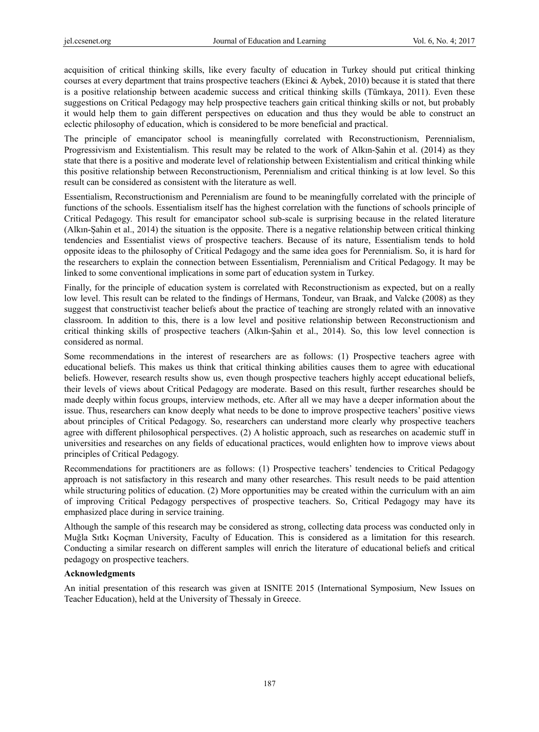acquisition of critical thinking skills, like every faculty of education in Turkey should put critical thinking courses at every department that trains prospective teachers (Ekinci & Aybek, 2010) because it is stated that there is a positive relationship between academic success and critical thinking skills (Tümkaya, 2011). Even these suggestions on Critical Pedagogy may help prospective teachers gain critical thinking skills or not, but probably it would help them to gain different perspectives on education and thus they would be able to construct an eclectic philosophy of education, which is considered to be more beneficial and practical.

The principle of emancipator school is meaningfully correlated with Reconstructionism, Perennialism, Progressivism and Existentialism. This result may be related to the work of Alkın-Şahin et al. (2014) as they state that there is a positive and moderate level of relationship between Existentialism and critical thinking while this positive relationship between Reconstructionism, Perennialism and critical thinking is at low level. So this result can be considered as consistent with the literature as well.

Essentialism, Reconstructionism and Perennialism are found to be meaningfully correlated with the principle of functions of the schools. Essentialism itself has the highest correlation with the functions of schools principle of Critical Pedagogy. This result for emancipator school sub-scale is surprising because in the related literature (Alkın-Şahin et al., 2014) the situation is the opposite. There is a negative relationship between critical thinking tendencies and Essentialist views of prospective teachers. Because of its nature, Essentialism tends to hold opposite ideas to the philosophy of Critical Pedagogy and the same idea goes for Perennialism. So, it is hard for the researchers to explain the connection between Essentialism, Perennialism and Critical Pedagogy. It may be linked to some conventional implications in some part of education system in Turkey.

Finally, for the principle of education system is correlated with Reconstructionism as expected, but on a really low level. This result can be related to the findings of Hermans, Tondeur, van Braak, and Valcke (2008) as they suggest that constructivist teacher beliefs about the practice of teaching are strongly related with an innovative classroom. In addition to this, there is a low level and positive relationship between Reconstructionism and critical thinking skills of prospective teachers (Alkın-Şahin et al., 2014). So, this low level connection is considered as normal.

Some recommendations in the interest of researchers are as follows: (1) Prospective teachers agree with educational beliefs. This makes us think that critical thinking abilities causes them to agree with educational beliefs. However, research results show us, even though prospective teachers highly accept educational beliefs, their levels of views about Critical Pedagogy are moderate. Based on this result, further researches should be made deeply within focus groups, interview methods, etc. After all we may have a deeper information about the issue. Thus, researchers can know deeply what needs to be done to improve prospective teachers' positive views about principles of Critical Pedagogy. So, researchers can understand more clearly why prospective teachers agree with different philosophical perspectives. (2) A holistic approach, such as researches on academic stuff in universities and researches on any fields of educational practices, would enlighten how to improve views about principles of Critical Pedagogy.

Recommendations for practitioners are as follows: (1) Prospective teachers' tendencies to Critical Pedagogy approach is not satisfactory in this research and many other researches. This result needs to be paid attention while structuring politics of education. (2) More opportunities may be created within the curriculum with an aim of improving Critical Pedagogy perspectives of prospective teachers. So, Critical Pedagogy may have its emphasized place during in service training.

Although the sample of this research may be considered as strong, collecting data process was conducted only in Muğla Sıtkı Koçman University, Faculty of Education. This is considered as a limitation for this research. Conducting a similar research on different samples will enrich the literature of educational beliefs and critical pedagogy on prospective teachers.

**Acknowledgments**

An initial presentation of this research was given at ISNITE 2015 (International Symposium, New Issues on Teacher Education), held at the University of Thessaly in Greece.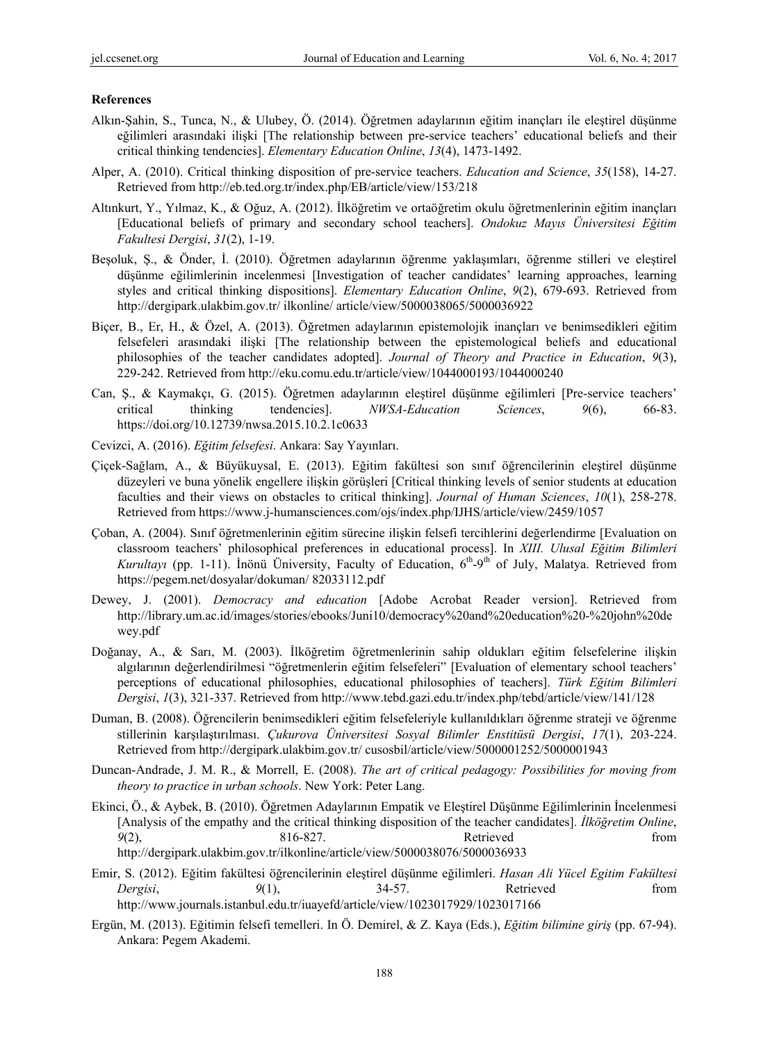**References**

Alkın-Şahin, S., Tunca, N., & Ulubey, Ö. (2014). Öğretmen adaylarının eğitim inançları ile eleştirel düşünme eğilimleri arasındaki ilişki [The relationship between pre-service teachers' educational beliefs and their critical thinking tendencies]. *Elementary Education Online*, *13*(4), 1473-1492.

Alper, A. (2010). Critical thinking disposition of pre-service teachers. *Education and Science*, *35*(158), 14-27. Retrieved from http://eb.ted.org.tr/index.php/EB/article/view/153/218

Altınkurt, Y., Yılmaz, K., & Oğuz, A. (2012). İlköğretim ve ortaöğretim okulu öğretmenlerinin eğitim inançları [Educational beliefs of primary and secondary school teachers]. *Ondokuz Mayıs Üniversitesi Eğitim Fakultesi Dergisi*, *31*(2), 1-19.

Beşoluk, Ş., & Önder, İ. (2010). Öğretmen adaylarının öğrenme yaklaşımları, öğrenme stilleri ve eleştirel düşünme eğilimlerinin incelenmesi [Investigation of teacher candidates' learning approaches, learning styles and critical thinking dispositions]. *Elementary Education Online*, *9*(2), 679-693. Retrieved from http://dergipark.ulakbim.gov.tr/ ilkonline/ article/view/5000038065/5000036922

Biçer, B., Er, H., & Özel, A. (2013). Öğretmen adaylarının epistemolojik inançları ve benimsedikleri eğitim felsefeleri arasındaki ilişki [The relationship between the epistemological beliefs and educational philosophies of the teacher candidates adopted]. *Journal of Theory and Practice in Education*, *9*(3), 229-242. Retrieved from http://eku.comu.edu.tr/article/view/1044000193/1044000240

Can, Ş., & Kaymakçı, G. (2015). Öğretmen adaylarının eleştirel düşünme eğilimleri [Pre-service teachers' critical thinking tendencies]. *NWSA-Education Sciences*, *9*(6), 66-83. https://doi.org/10.12739/nwsa.2015.10.2.1c0633

Cevizci, A. (2016). *Eğitim felsefesi*. Ankara: Say Yayınları.

Çiçek-Sağlam, A., & Büyükuysal, E. (2013). Eğitim fakültesi son sınıf öğrencilerinin eleştirel düşünme düzeyleri ve buna yönelik engellere ilişkin görüşleri [Critical thinking levels of senior students at education faculties and their views on obstacles to critical thinking]. *Journal of Human Sciences*, *10*(1), 258-278. Retrieved from https://www.j-humansciences.com/ojs/index.php/IJHS/article/view/2459/1057

Çoban, A. (2004). Sınıf öğretmenlerinin eğitim sürecine ilişkin felsefi tercihlerini değerlendirme [Evaluation on classroom teachers' philosophical preferences in educational process]. In *XIII. Ulusal Eğitim Bilimleri Kurultayı* (pp. 1-11). İnönü Üniversity, Faculty of Education, 6th-9th of July, Malatya. Retrieved from https://pegem.net/dosyalar/dokuman/ 82033112.pdf

Dewey, J. (2001). *Democracy and education* [Adobe Acrobat Reader version]. Retrieved from http://library.um.ac.id/images/stories/ebooks/Juni10/democracy%20and%20education%20-%20john%20dewey.pdf

Doğanay, A., & Sarı, M. (2003). İlköğretim öğretmenlerinin sahip oldukları eğitim felsefelerine ilişkin algılarının değerlendirilmesi "öğretmenlerin eğitim felsefeleri" [Evaluation of elementary school teachers' perceptions of educational philosophies, educational philosophies of teachers]. *Türk Eğitim Bilimleri Dergisi*, *1*(3), 321-337. Retrieved from http://www.tebd.gazi.edu.tr/index.php/tebd/article/view/141/128

Duman, B. (2008). Öğrencilerin benimsedikleri eğitim felsefeleriyle kullanıldıkları öğrenme strateji ve öğrenme stillerinin karşılaştırılması. *Çukurova Üniversitesi Sosyal Bilimler Enstitüsü Dergisi*, *17*(1), 203-224. Retrieved from http://dergipark.ulakbim.gov.tr/ cusosbil/article/view/5000001252/5000001943

Duncan-Andrade, J. M. R., & Morrell, E. (2008). *The art of critical pedagogy: Possibilities for moving from theory to practice in urban schools*. New York: Peter Lang.

Ekinci, Ö., & Aybek, B. (2010). Öğretmen Adaylarının Empatik ve Eleştirel Düşünme Eğilimlerinin İncelenmesi [Analysis of the empathy and the critical thinking disposition of the teacher candidates]. *İlköğretim Online*, *9*(2), 816-827. Retrieved from http://dergipark.ulakbim.gov.tr/ilkonline/article/view/5000038076/5000036933

Emir, S. (2012). Eğitim fakültesi öğrencilerinin eleştirel düşünme eğilimleri. *Hasan Ali Yücel Egitim Fakültesi Dergisi*, *9*(1), 34-57. Retrieved from http://www.journals.istanbul.edu.tr/iuayefd/article/view/1023017929/1023017166

Ergün, M. (2013). Eğitimin felsefi temelleri. In Ö. Demirel, & Z. Kaya (Eds.), *Eğitim bilimine giriş* (pp. 67-94). Ankara: Pegem Akademi.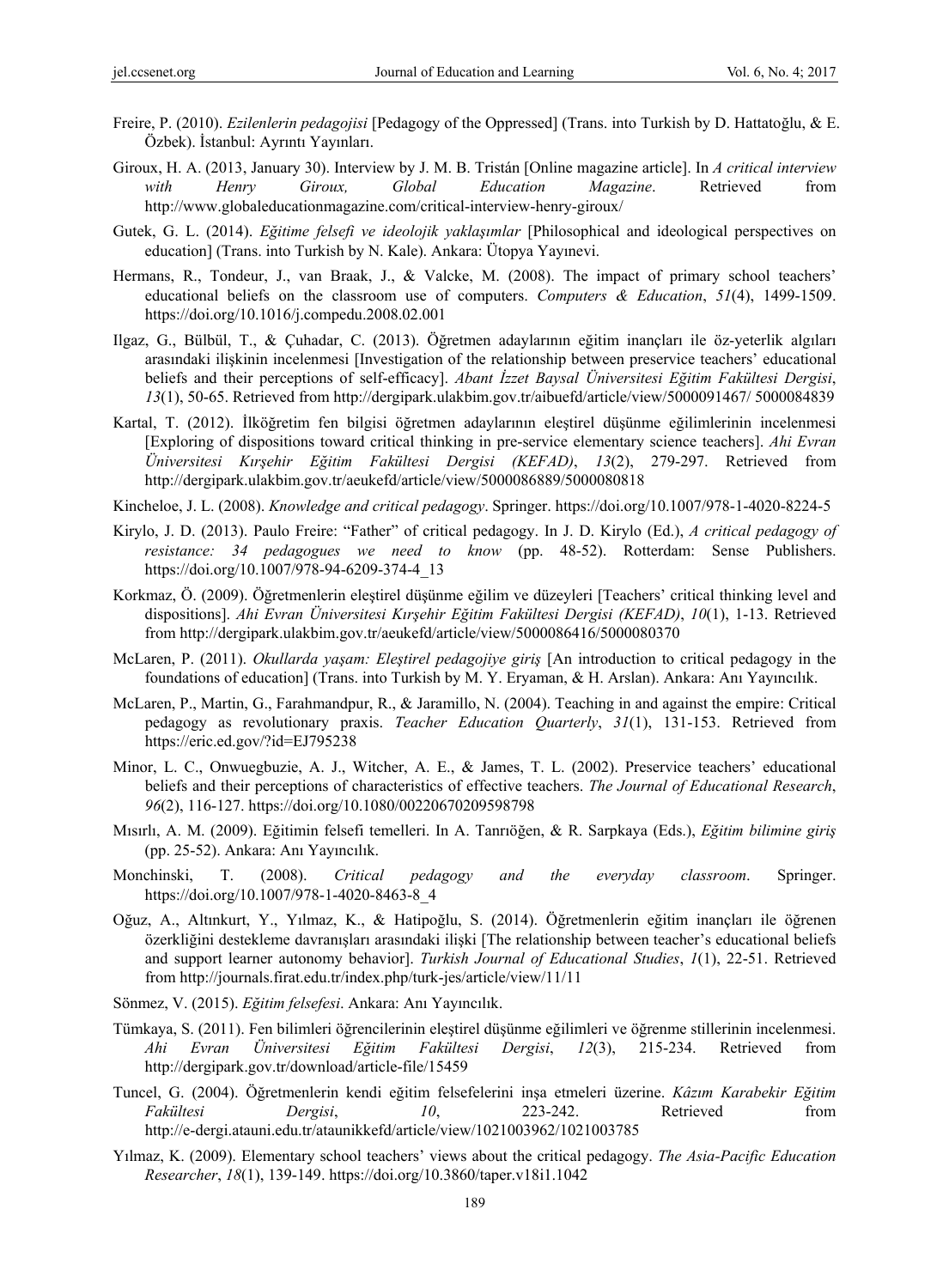Freire, P. (2010). *Ezilenlerin pedagojisi* [Pedagogy of the Oppressed] (Trans. into Turkish by D. Hattatoğlu, & E. Özbek). İstanbul: Ayrıntı Yayınları.

Giroux, H. A. (2013, January 30). Interview by J. M. B. Tristán [Online magazine article]. In *A critical interview with Henry Giroux, Global Education Magazine*. Retrieved from http://www.globaleducationmagazine.com/critical-interview-henry-giroux/

Gutek, G. L. (2014). *Eğitime felsefi ve ideolojik yaklaşımlar* [Philosophical and ideological perspectives on education] (Trans. into Turkish by N. Kale). Ankara: Ütopya Yayınevi.

Hermans, R., Tondeur, J., van Braak, J., & Valcke, M. (2008). The impact of primary school teachers' educational beliefs on the classroom use of computers. *Computers & Education*, *51*(4), 1499-1509. https://doi.org/10.1016/j.compedu.2008.02.001

Ilgaz, G., Bülbül, T., & Çuhadar, C. (2013). Öğretmen adaylarının eğitim inançları ile öz-yeterlik algıları arasındaki ilişkinin incelenmesi [Investigation of the relationship between preservice teachers' educational beliefs and their perceptions of self-efficacy]. *Abant İzzet Baysal Üniversitesi Eğitim Fakültesi Dergisi*, *13*(1), 50-65. Retrieved from http://dergipark.ulakbim.gov.tr/aibuefd/article/view/5000091467/ 5000084839

Kartal, T. (2012). İlköğretim fen bilgisi öğretmen adaylarının eleştirel düşünme eğilimlerinin incelenmesi [Exploring of dispositions toward critical thinking in pre-service elementary science teachers]. *Ahi Evran Üniversitesi Kırşehir Eğitim Fakültesi Dergisi (KEFAD)*, *13*(2), 279-297. Retrieved from http://dergipark.ulakbim.gov.tr/aeukefd/article/view/5000086889/5000080818

Kincheloe, J. L. (2008). *Knowledge and critical pedagogy*. Springer. https://doi.org/10.1007/978-1-4020-8224-5

Kirylo, J. D. (2013). Paulo Freire: "Father" of critical pedagogy. In J. D. Kirylo (Ed.), *A critical pedagogy of resistance: 34 pedagogues we need to know* (pp. 48-52). Rotterdam: Sense Publishers. https://doi.org/10.1007/978-94-6209-374-4_13

Korkmaz, Ö. (2009). Öğretmenlerin eleştirel düşünme eğilim ve düzeyleri [Teachers' critical thinking level and dispositions]. *Ahi Evran Üniversitesi Kırşehir Eğitim Fakültesi Dergisi (KEFAD)*, *10*(1), 1-13. Retrieved from http://dergipark.ulakbim.gov.tr/aeukefd/article/view/5000086416/5000080370

McLaren, P. (2011). *Okullarda yaşam: Eleştirel pedagojiye giriş* [An introduction to critical pedagogy in the foundations of education] (Trans. into Turkish by M. Y. Eryaman, & H. Arslan). Ankara: Anı Yayıncılık.

McLaren, P., Martin, G., Farahmandpur, R., & Jaramillo, N. (2004). Teaching in and against the empire: Critical pedagogy as revolutionary praxis. *Teacher Education Quarterly*, *31*(1), 131-153. Retrieved from https://eric.ed.gov/?id=EJ795238

Minor, L. C., Onwuegbuzie, A. J., Witcher, A. E., & James, T. L. (2002). Preservice teachers' educational beliefs and their perceptions of characteristics of effective teachers. *The Journal of Educational Research*, *96*(2), 116-127. https://doi.org/10.1080/00220670209598798

Mısırlı, A. M. (2009). Eğitimin felsefi temelleri. In A. Tanrıöğen, & R. Sarpkaya (Eds.), *Eğitim bilimine giriş* (pp. 25-52). Ankara: Anı Yayıncılık.

Monchinski, T. (2008). *Critical pedagogy and the everyday classroom*. Springer. https://doi.org/10.1007/978-1-4020-8463-8_4

Oğuz, A., Altınkurt, Y., Yılmaz, K., & Hatipoğlu, S. (2014). Öğretmenlerin eğitim inançları ile öğrenen özerkliğini destekleme davranışları arasındaki ilişki [The relationship between teacher's educational beliefs and support learner autonomy behavior]. *Turkish Journal of Educational Studies*, *1*(1), 22-51. Retrieved from http://journals.firat.edu.tr/index.php/turk-jes/article/view/11/11

Sönmez, V. (2015). *Eğitim felsefesi*. Ankara: Anı Yayıncılık.

Tümkaya, S. (2011). Fen bilimleri öğrencilerinin eleştirel düşünme eğilimleri ve öğrenme stillerinin incelenmesi. *Ahi Evran Üniversitesi Eğitim Fakültesi Dergisi*, *12*(3), 215-234. Retrieved from http://dergipark.gov.tr/download/article-file/15459

Tuncel, G. (2004). Öğretmenlerin kendi eğitim felsefelerini inşa etmeleri üzerine. *Kâzım Karabekir Eğitim Fakültesi Dergisi*, *10*, 223-242. Retrieved from http://e-dergi.atauni.edu.tr/ataunikkefd/article/view/1021003962/1021003785

Yılmaz, K. (2009). Elementary school teachers' views about the critical pedagogy. *The Asia-Pacific Education Researcher*, *18*(1), 139-149. https://doi.org/10.3860/taper.v18i1.1042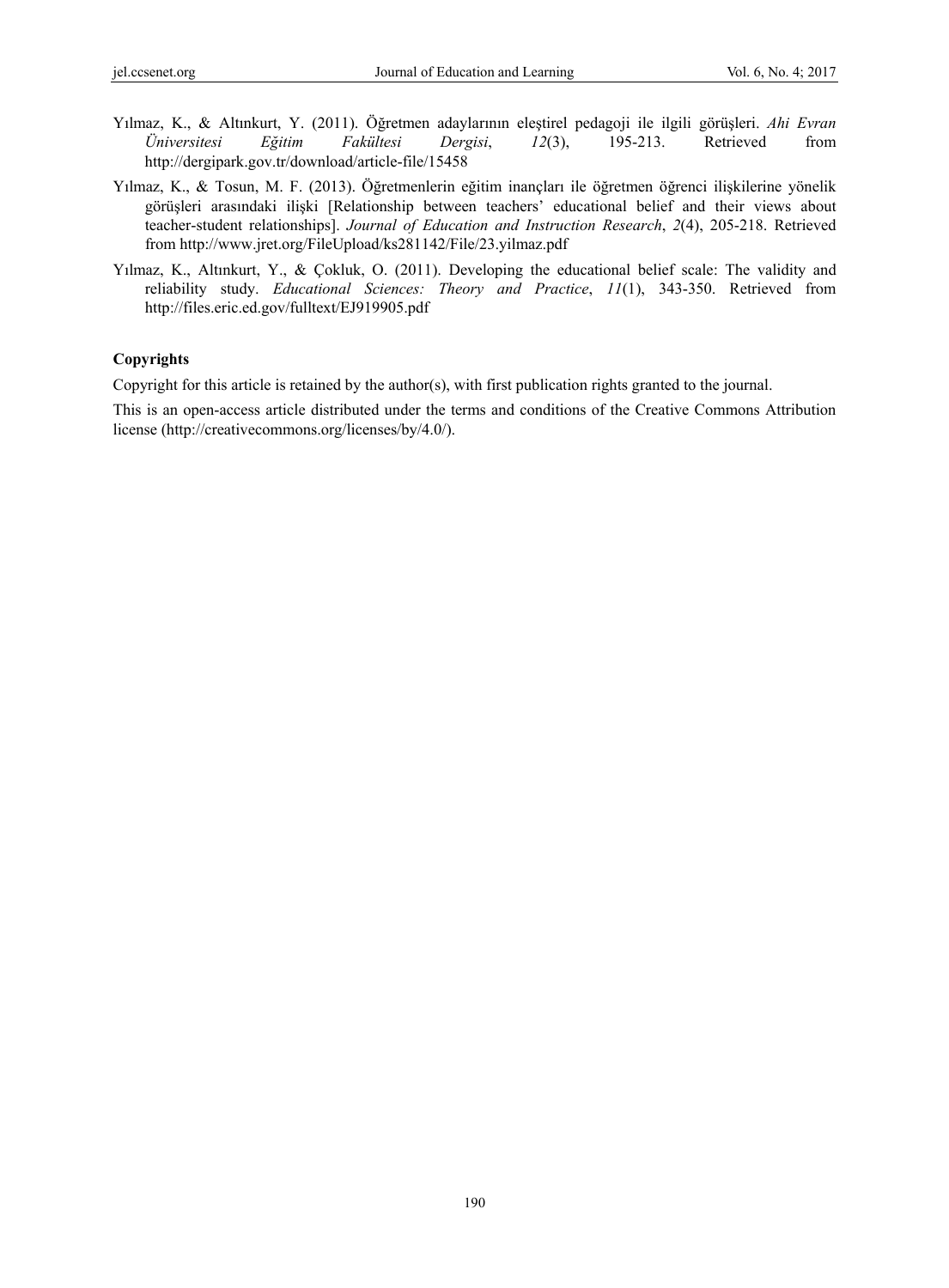Yılmaz, K., & Altınkurt, Y. (2011). Öğretmen adaylarının eleştirel pedagoji ile ilgili görüşleri. *Ahi Evran Üniversitesi Eğitim Fakültesi Dergisi*, *12*(3), 195-213. Retrieved from http://dergipark.gov.tr/download/article-file/15458

Yılmaz, K., & Tosun, M. F. (2013). Öğretmenlerin eğitim inançları ile öğretmen öğrenci ilişkilerine yönelik görüşleri arasındaki ilişki [Relationship between teachers' educational belief and their views about teacher-student relationships]. *Journal of Education and Instruction Research*, *2*(4), 205-218. Retrieved from http://www.jret.org/FileUpload/ks281142/File/23.yilmaz.pdf

Yılmaz, K., Altınkurt, Y., & Çokluk, O. (2011). Developing the educational belief scale: The validity and reliability study. *Educational Sciences: Theory and Practice*, *11*(1), 343-350. Retrieved from http://files.eric.ed.gov/fulltext/EJ919905.pdf

**Copyrights**

Copyright for this article is retained by the author(s), with first publication rights granted to the journal.

This is an open-access article distributed under the terms and conditions of the Creative Commons Attribution license (http://creativecommons.org/licenses/by/4.0/).